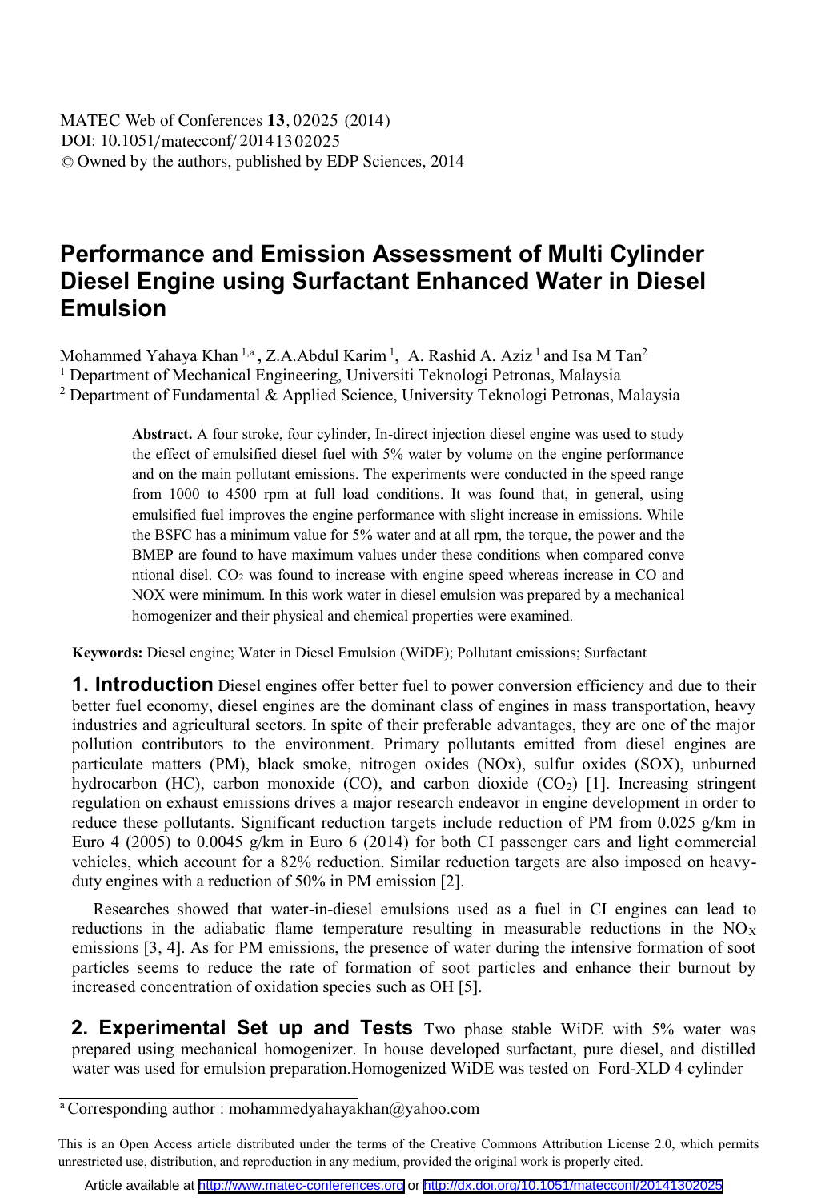# Performance and Emission Assessment of Multi Cylinder Diesel Engine using Surfactant Enhanced Water in Diesel Emulsion

Mohammed Yahaya Khan [1,a], Z.A.Abdul Karim [1], A. Rashid A. Aziz [1] and Isa M Tan[2]

[1] Department of Mechanical Engineering, Universiti Teknologi Petronas, Malaysia

[2] Department of Fundamental & Applied Science, University Teknologi Petronas, Malaysia

**Abstract.** A four stroke, four cylinder, In-direct injection diesel engine was used to study the effect of emulsified diesel fuel with 5% water by volume on the engine performance and on the main pollutant emissions. The experiments were conducted in the speed range from 1000 to 4500 rpm at full load conditions. It was found that, in general, using emulsified fuel improves the engine performance with slight increase in emissions. While the BSFC has a minimum value for 5% water and at all rpm, the torque, the power and the BMEP are found to have maximum values under these conditions when compared conve ntional disel. $CO_2$ was found to increase with engine speed whereas increase in CO and NOX were minimum. In this work water in diesel emulsion was prepared by a mechanical homogenizer and their physical and chemical properties were examined.

**Keywords:** Diesel engine; Water in Diesel Emulsion (WiDE); Pollutant emissions; Surfactant

## 1. Introduction

Diesel engines offer better fuel to power conversion efficiency and due to their better fuel economy, diesel engines are the dominant class of engines in mass transportation, heavy industries and agricultural sectors. In spite of their preferable advantages, they are one of the major pollution contributors to the environment. Primary pollutants emitted from diesel engines are particulate matters (PM), black smoke, nitrogen oxides (NOx), sulfur oxides (SOX), unburned hydrocarbon (HC), carbon monoxide (CO), and carbon dioxide ($CO_2$) [1]. Increasing stringent regulation on exhaust emissions drives a major research endeavor in engine development in order to reduce these pollutants. Significant reduction targets include reduction of PM from 0.025 g/km in Euro 4 (2005) to 0.0045 g/km in Euro 6 (2014) for both CI passenger cars and light commercial vehicles, which account for a 82% reduction. Similar reduction targets are also imposed on heavy-duty engines with a reduction of 50% in PM emission [2].

Researches showed that water-in-diesel emulsions used as a fuel in CI engines can lead to reductions in the adiabatic flame temperature resulting in measurable reductions in the $NO_X$ emissions [3, 4]. As for PM emissions, the presence of water during the intensive formation of soot particles seems to reduce the rate of formation of soot particles and enhance their burnout by increased concentration of oxidation species such as OH [5].

## 2. Experimental Set up and Tests

Two phase stable WiDE with 5% water was prepared using mechanical homogenizer. In house developed surfactant, pure diesel, and distilled water was used for emulsion preparation.Homogenized WiDE was tested on Ford-XLD 4 cylinder

[a] Corresponding author : mohammedyahayakhan@yahoo.com

This is an Open Access article distributed under the terms of the Creative Commons Attribution License 2.0, which permits unrestricted use, distribution, and reproduction in any medium, provided the original work is properly cited.

Article available at http://www.matec-conferences.org or http://dx.doi.org/10.1051/matecconf/20141302025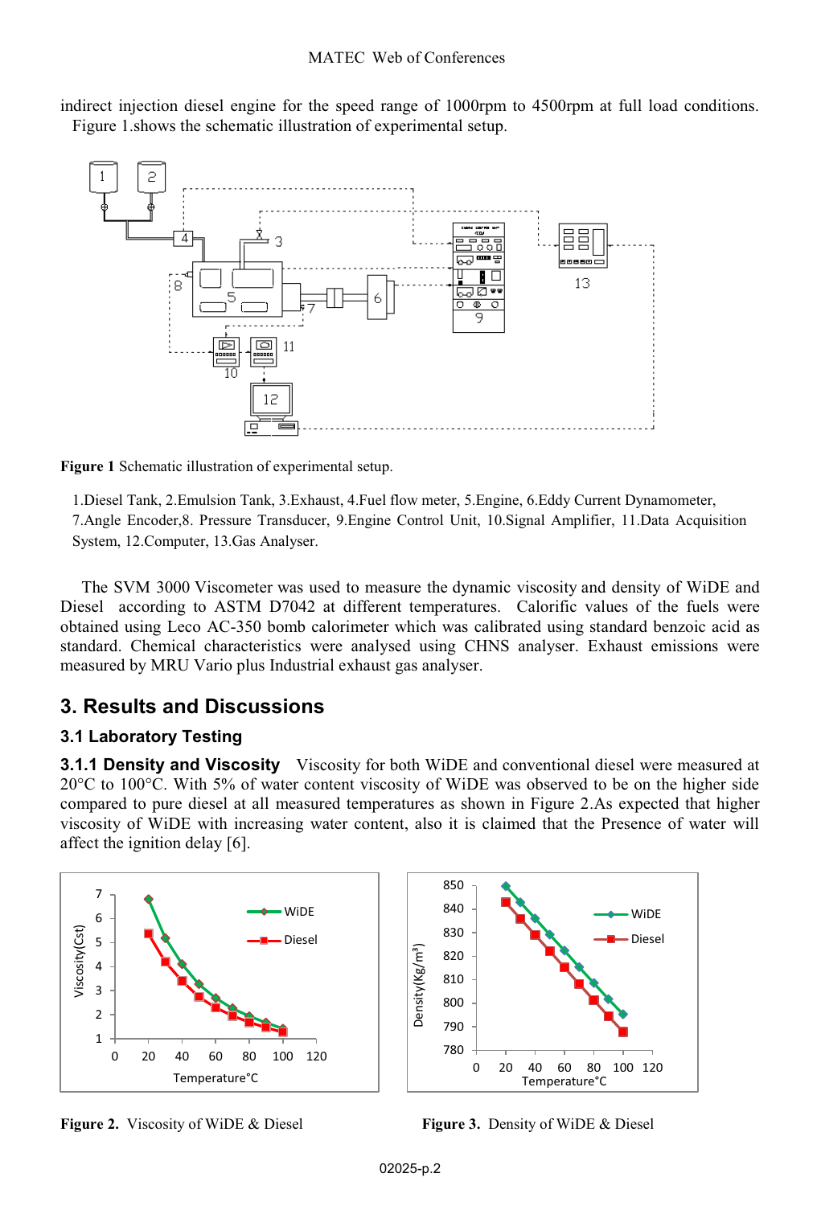indirect injection diesel engine for the speed range of 1000rpm to 4500rpm at full load conditions. Figure 1.shows the schematic illustration of experimental setup.

**Figure 1** Schematic illustration of experimental setup.

1.Diesel Tank, 2.Emulsion Tank, 3.Exhaust, 4.Fuel flow meter, 5.Engine, 6.Eddy Current Dynamometer, 7.Angle Encoder,8. Pressure Transducer, 9.Engine Control Unit, 10.Signal Amplifier, 11.Data Acquisition System, 12.Computer, 13.Gas Analyser.

The SVM 3000 Viscometer was used to measure the dynamic viscosity and density of WiDE and Diesel according to ASTM D7042 at different temperatures. Calorific values of the fuels were obtained using Leco AC-350 bomb calorimeter which was calibrated using standard benzoic acid as standard. Chemical characteristics were analysed using CHNS analyser. Exhaust emissions were measured by MRU Vario plus Industrial exhaust gas analyser.

## 3. Results and Discussions

### 3.1 Laboratory Testing

**3.1.1 Density and Viscosity** Viscosity for both WiDE and conventional diesel were measured at 20°C to 100°C. With 5% of water content viscosity of WiDE was observed to be on the higher side compared to pure diesel at all measured temperatures as shown in Figure 2.As expected that higher viscosity of WiDE with increasing water content, also it is claimed that the Presence of water will affect the ignition delay [6].

**Figure 2.** Viscosity of WiDE & Diesel

**Figure 3.** Density of WiDE & Diesel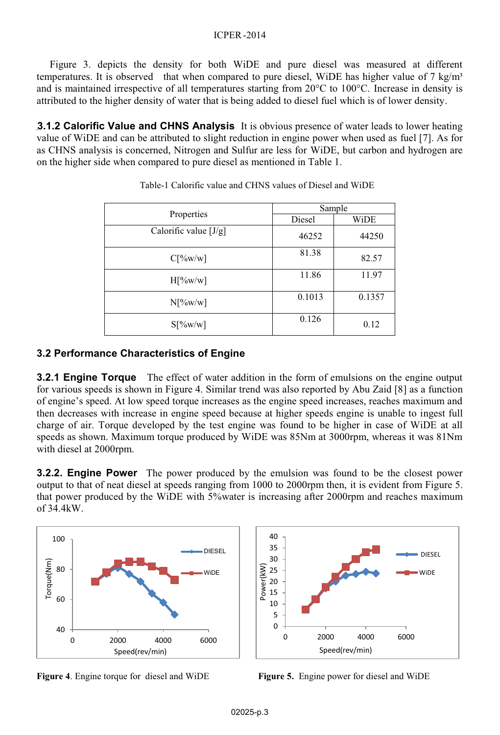Figure 3. depicts the density for both WiDE and pure diesel was measured at different temperatures. It is observed that when compared to pure diesel, WiDE has higher value of 7 kg/m³ and is maintained irrespective of all temperatures starting from 20°C to 100°C. Increase in density is attributed to the higher density of water that is being added to diesel fuel which is of lower density.

**3.1.2 Calorific Value and CHNS Analysis** It is obvious presence of water leads to lower heating value of WiDE and can be attributed to slight reduction in engine power when used as fuel [7]. As for as CHNS analysis is concerned, Nitrogen and Sulfur are less for WiDE, but carbon and hydrogen are on the higher side when compared to pure diesel as mentioned in Table 1.

Table-1 Calorific value and CHNS values of Diesel and WiDE

| Properties | Sample | |
|---|---|---|
| | Diesel | WiDE |
| Calorific value [J/g] | 46252 | 44250 |
| C[%w/w] | 81.38 | 82.57 |
| H[%w/w] | 11.86 | 11.97 |
| N[%w/w] | 0.1013 | 0.1357 |
| S[%w/w] | 0.126 | 0.12 |

## 3.2 Performance Characteristics of Engine

**3.2.1 Engine Torque** The effect of water addition in the form of emulsions on the engine output for various speeds is shown in Figure 4. Similar trend was also reported by Abu Zaid [8] as a function of engine's speed. At low speed torque increases as the engine speed increases, reaches maximum and then decreases with increase in engine speed because at higher speeds engine is unable to ingest full charge of air. Torque developed by the test engine was found to be higher in case of WiDE at all speeds as shown. Maximum torque produced by WiDE was 85Nm at 3000rpm, whereas it was 81Nm with diesel at 2000rpm.

**3.2.2. Engine Power** The power produced by the emulsion was found to be the closest power output to that of neat diesel at speeds ranging from 1000 to 2000rpm then, it is evident from Figure 5. that power produced by the WiDE with 5%water is increasing after 2000rpm and reaches maximum of 34.4kW.

**Figure 4**. Engine torque for diesel and WiDE

**Figure 5.** Engine power for diesel and WiDE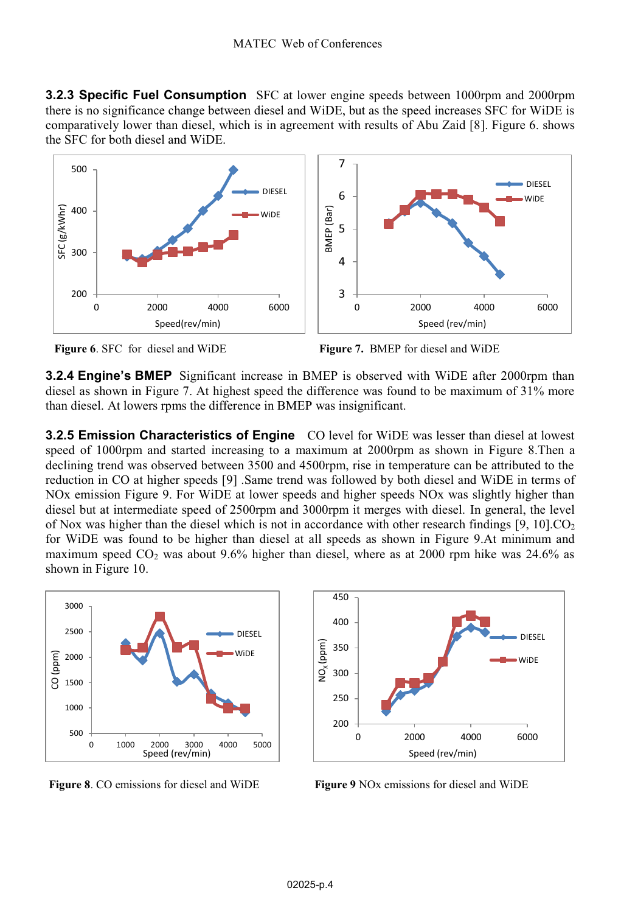**3.2.3 Specific Fuel Consumption** SFC at lower engine speeds between 1000rpm and 2000rpm there is no significance change between diesel and WiDE, but as the speed increases SFC for WiDE is comparatively lower than diesel, which is in agreement with results of Abu Zaid [8]. Figure 6. shows the SFC for both diesel and WiDE.

**Figure 6**. SFC for diesel and WiDE

**Figure 7.** BMEP for diesel and WiDE

**3.2.4 Engine's BMEP** Significant increase in BMEP is observed with WiDE after 2000rpm than diesel as shown in Figure 7. At highest speed the difference was found to be maximum of 31% more than diesel. At lowers rpms the difference in BMEP was insignificant.

**3.2.5 Emission Characteristics of Engine** CO level for WiDE was lesser than diesel at lowest speed of 1000rpm and started increasing to a maximum at 2000rpm as shown in Figure 8.Then a declining trend was observed between 3500 and 4500rpm, rise in temperature can be attributed to the reduction in CO at higher speeds [9] .Same trend was followed by both diesel and WiDE in terms of NOx emission Figure 9. For WiDE at lower speeds and higher speeds NOx was slightly higher than diesel but at intermediate speed of 2500rpm and 3000rpm it merges with diesel. In general, the level of Nox was higher than the diesel which is not in accordance with other research findings [9, 10].$CO_2$ for WiDE was found to be higher than diesel at all speeds as shown in Figure 9.At minimum and maximum speed $CO_2$ was about 9.6% higher than diesel, where as at 2000 rpm hike was 24.6% as shown in Figure 10.

**Figure 8**. CO emissions for diesel and WiDE

**Figure 9** NOx emissions for diesel and WiDE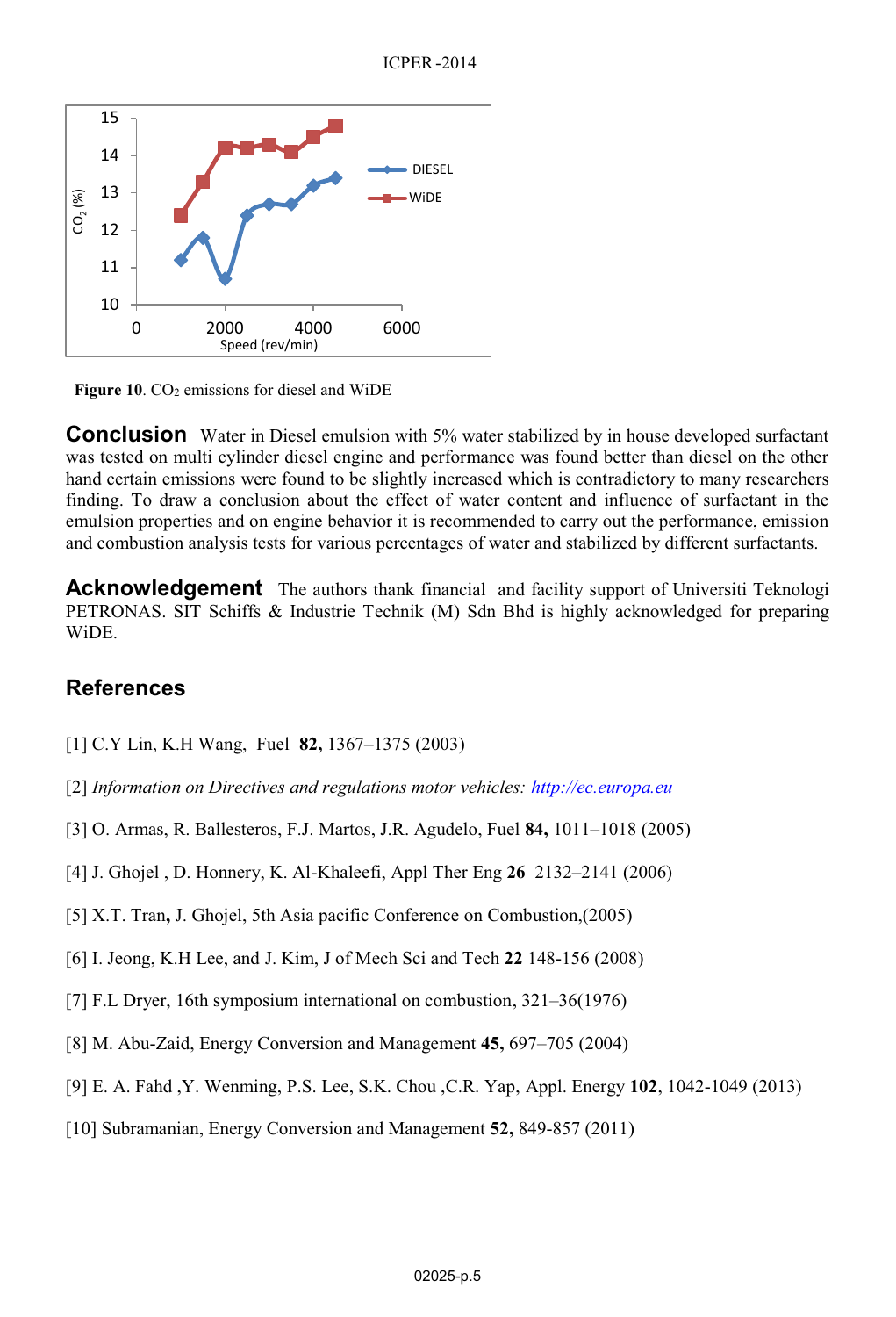15
14
13
12
11
10
$CO_2$ (%)
0
2000
4000
6000
Speed (rev/min)
DIESEL
WiDE

**Figure 10**. $CO_2$ emissions for diesel and WiDE

## Conclusion

Water in Diesel emulsion with 5% water stabilized by in house developed surfactant was tested on multi cylinder diesel engine and performance was found better than diesel on the other hand certain emissions were found to be slightly increased which is contradictory to many researchers finding. To draw a conclusion about the effect of water content and influence of surfactant in the emulsion properties and on engine behavior it is recommended to carry out the performance, emission and combustion analysis tests for various percentages of water and stabilized by different surfactants.

## Acknowledgement

The authors thank financial and facility support of Universiti Teknologi PETRONAS. SIT Schiffs & Industrie Technik (M) Sdn Bhd is highly acknowledged for preparing WiDE.

## References

[1] C.Y Lin, K.H Wang, Fuel **82,** 1367–1375 (2003)

[2] *Information on Directives and regulations motor vehicles:* *http://ec.europa.eu*

[3] O. Armas, R. Ballesteros, F.J. Martos, J.R. Agudelo, Fuel **84,** 1011–1018 (2005)

[4] J. Ghojel , D. Honnery, K. Al-Khaleefi, Appl Ther Eng **26** 2132–2141 (2006)

[5] X.T. Tran**,** J. Ghojel, 5th Asia pacific Conference on Combustion,(2005)

[6] I. Jeong, K.H Lee, and J. Kim, J of Mech Sci and Tech **22** 148-156 (2008)

[7] F.L Dryer, 16th symposium international on combustion, 321–36(1976)

[8] M. Abu-Zaid, Energy Conversion and Management **45,** 697–705 (2004)

[9] E. A. Fahd ,Y. Wenming, P.S. Lee, S.K. Chou ,C.R. Yap, Appl. Energy **102**, 1042-1049 (2013)

[10] Subramanian, Energy Conversion and Management **52,** 849-857 (2011)